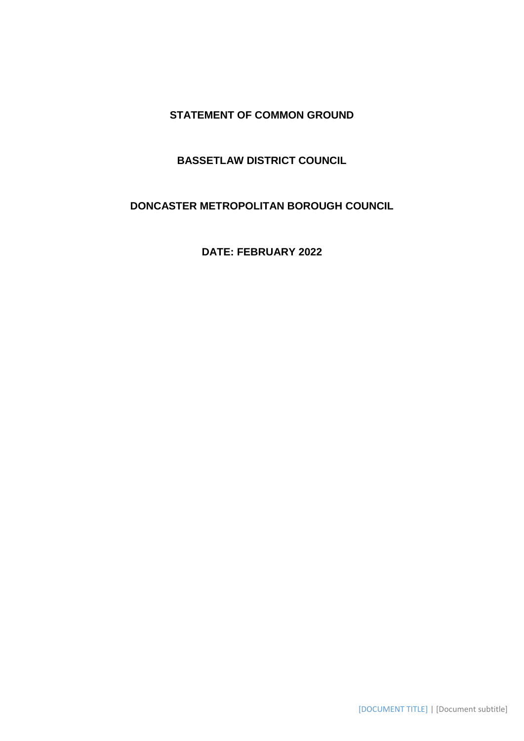# STATEMENT OF COMMON GROUND

## BASSETLAW DISTRICT COUNCIL

## DONCASTER METROPOLITAN BOROUGH COUNCIL

## DATE: FEBRUARY 2022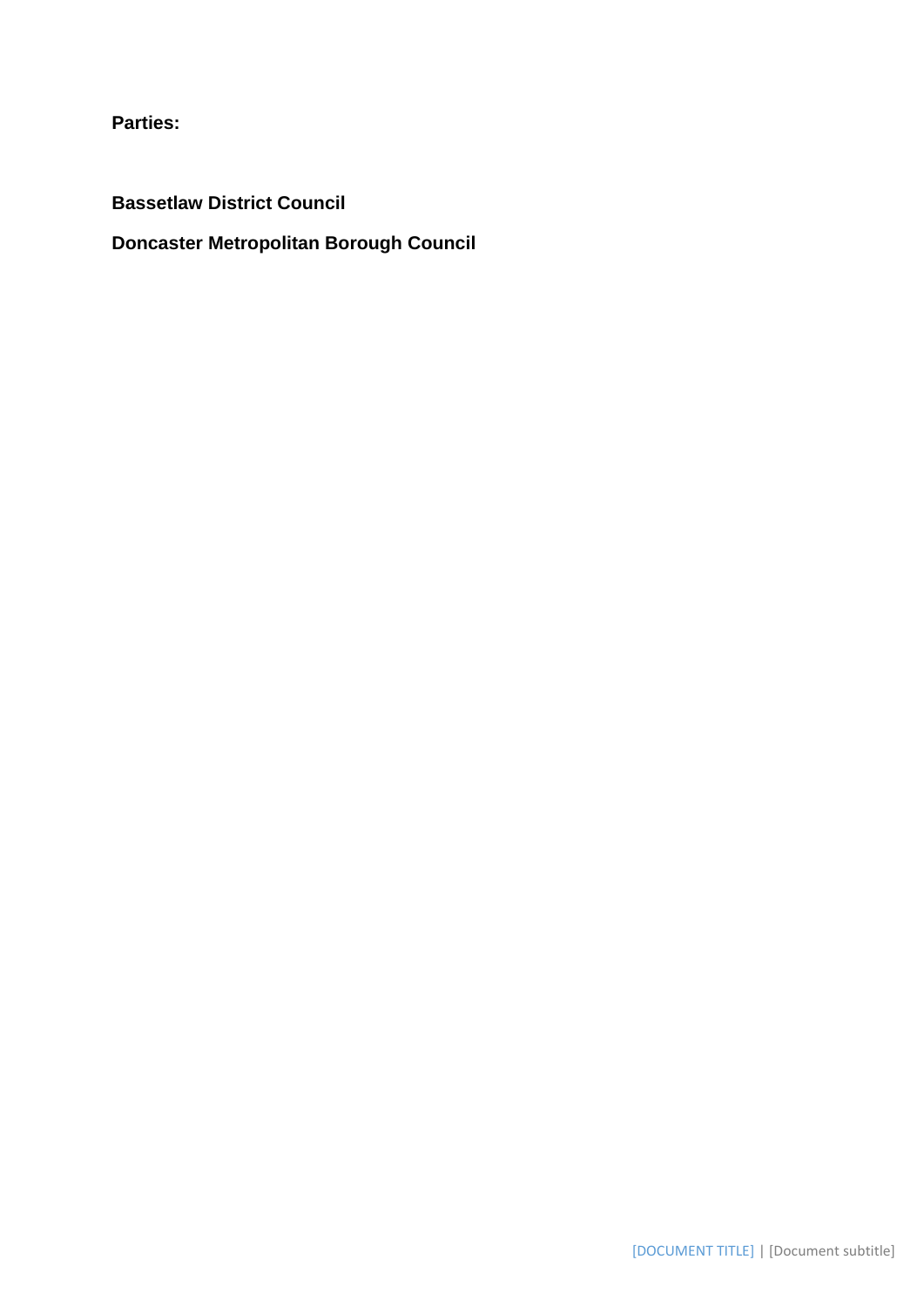**Parties:**

**Bassetlaw District Council**

**Doncaster Metropolitan Borough Council**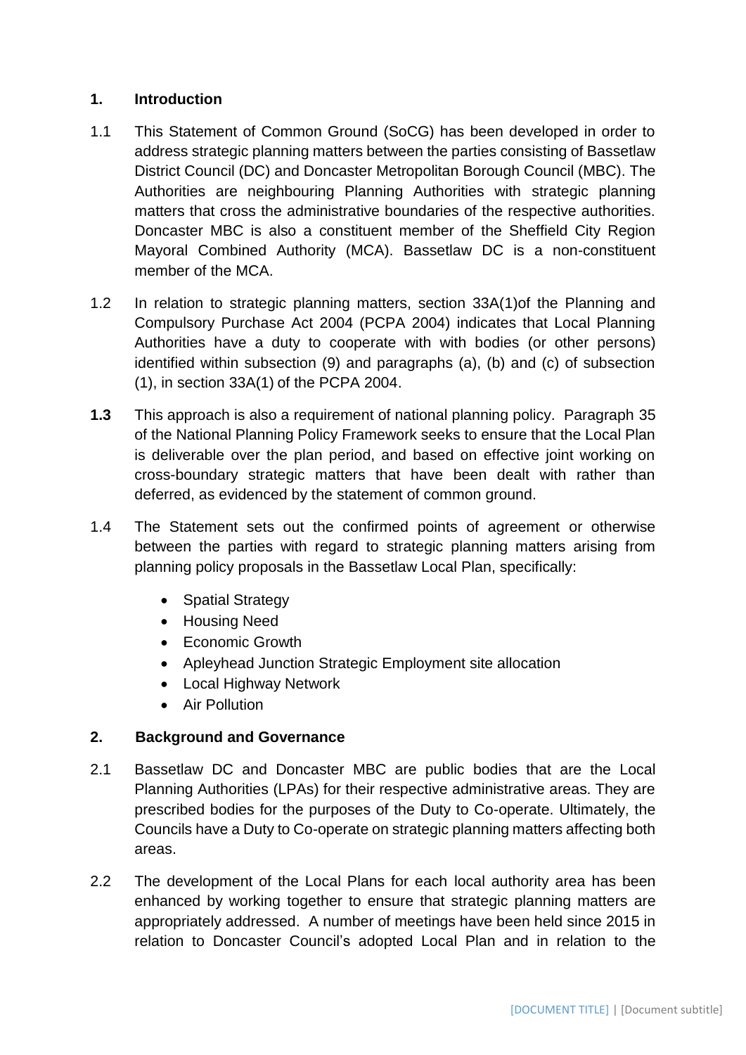## 1. Introduction

1.1 This Statement of Common Ground (SoCG) has been developed in order to address strategic planning matters between the parties consisting of Bassetlaw District Council (DC) and Doncaster Metropolitan Borough Council (MBC). The Authorities are neighbouring Planning Authorities with strategic planning matters that cross the administrative boundaries of the respective authorities. Doncaster MBC is also a constituent member of the Sheffield City Region Mayoral Combined Authority (MCA). Bassetlaw DC is a non-constituent member of the MCA.

1.2 In relation to strategic planning matters, section 33A(1)of the Planning and Compulsory Purchase Act 2004 (PCPA 2004) indicates that Local Planning Authorities have a duty to cooperate with with bodies (or other persons) identified within subsection (9) and paragraphs (a), (b) and (c) of subsection (1), in section 33A(1) of the PCPA 2004.

**1.3** This approach is also a requirement of national planning policy. Paragraph 35 of the National Planning Policy Framework seeks to ensure that the Local Plan is deliverable over the plan period, and based on effective joint working on cross-boundary strategic matters that have been dealt with rather than deferred, as evidenced by the statement of common ground.

1.4 The Statement sets out the confirmed points of agreement or otherwise between the parties with regard to strategic planning matters arising from planning policy proposals in the Bassetlaw Local Plan, specifically:

- Spatial Strategy
- Housing Need
- Economic Growth
- Apleyhead Junction Strategic Employment site allocation
- Local Highway Network
- Air Pollution

## 2. Background and Governance

2.1 Bassetlaw DC and Doncaster MBC are public bodies that are the Local Planning Authorities (LPAs) for their respective administrative areas. They are prescribed bodies for the purposes of the Duty to Co-operate. Ultimately, the Councils have a Duty to Co-operate on strategic planning matters affecting both areas.

2.2 The development of the Local Plans for each local authority area has been enhanced by working together to ensure that strategic planning matters are appropriately addressed. A number of meetings have been held since 2015 in relation to Doncaster Council's adopted Local Plan and in relation to the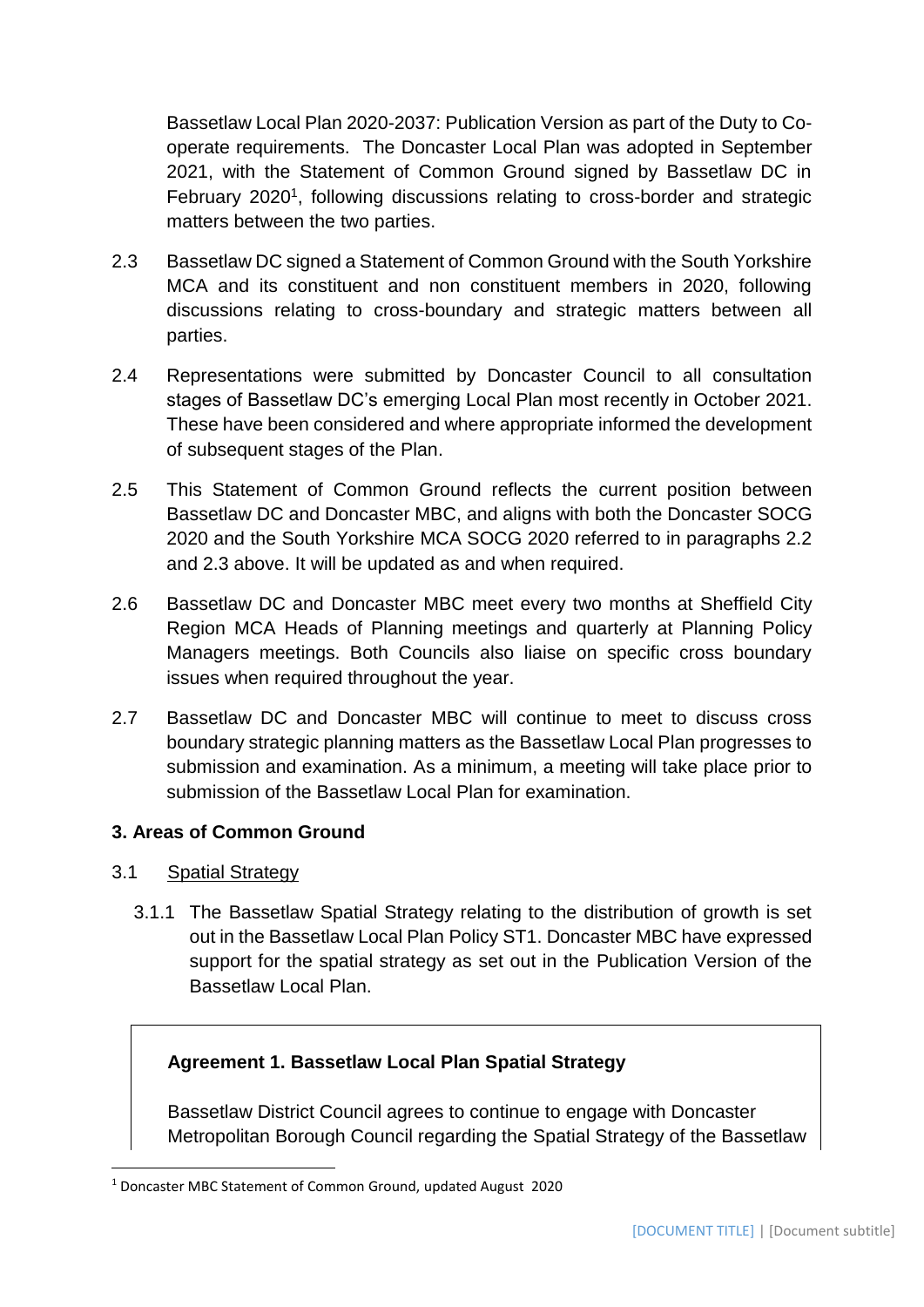Bassetlaw Local Plan 2020-2037: Publication Version as part of the Duty to Co-operate requirements. The Doncaster Local Plan was adopted in September 2021, with the Statement of Common Ground signed by Bassetlaw DC in February 2020[1], following discussions relating to cross-border and strategic matters between the two parties.

2.3 Bassetlaw DC signed a Statement of Common Ground with the South Yorkshire MCA and its constituent and non constituent members in 2020, following discussions relating to cross-boundary and strategic matters between all parties.

2.4 Representations were submitted by Doncaster Council to all consultation stages of Bassetlaw DC's emerging Local Plan most recently in October 2021. These have been considered and where appropriate informed the development of subsequent stages of the Plan.

2.5 This Statement of Common Ground reflects the current position between Bassetlaw DC and Doncaster MBC, and aligns with both the Doncaster SOCG 2020 and the South Yorkshire MCA SOCG 2020 referred to in paragraphs 2.2 and 2.3 above. It will be updated as and when required.

2.6 Bassetlaw DC and Doncaster MBC meet every two months at Sheffield City Region MCA Heads of Planning meetings and quarterly at Planning Policy Managers meetings. Both Councils also liaise on specific cross boundary issues when required throughout the year.

2.7 Bassetlaw DC and Doncaster MBC will continue to meet to discuss cross boundary strategic planning matters as the Bassetlaw Local Plan progresses to submission and examination. As a minimum, a meeting will take place prior to submission of the Bassetlaw Local Plan for examination.

## 3. Areas of Common Ground

3.1 Spatial Strategy

3.1.1 The Bassetlaw Spatial Strategy relating to the distribution of growth is set out in the Bassetlaw Local Plan Policy ST1. Doncaster MBC have expressed support for the spatial strategy as set out in the Publication Version of the Bassetlaw Local Plan.

**Agreement 1. Bassetlaw Local Plan Spatial Strategy**

Bassetlaw District Council agrees to continue to engage with Doncaster Metropolitan Borough Council regarding the Spatial Strategy of the Bassetlaw

[1] Doncaster MBC Statement of Common Ground, updated August 2020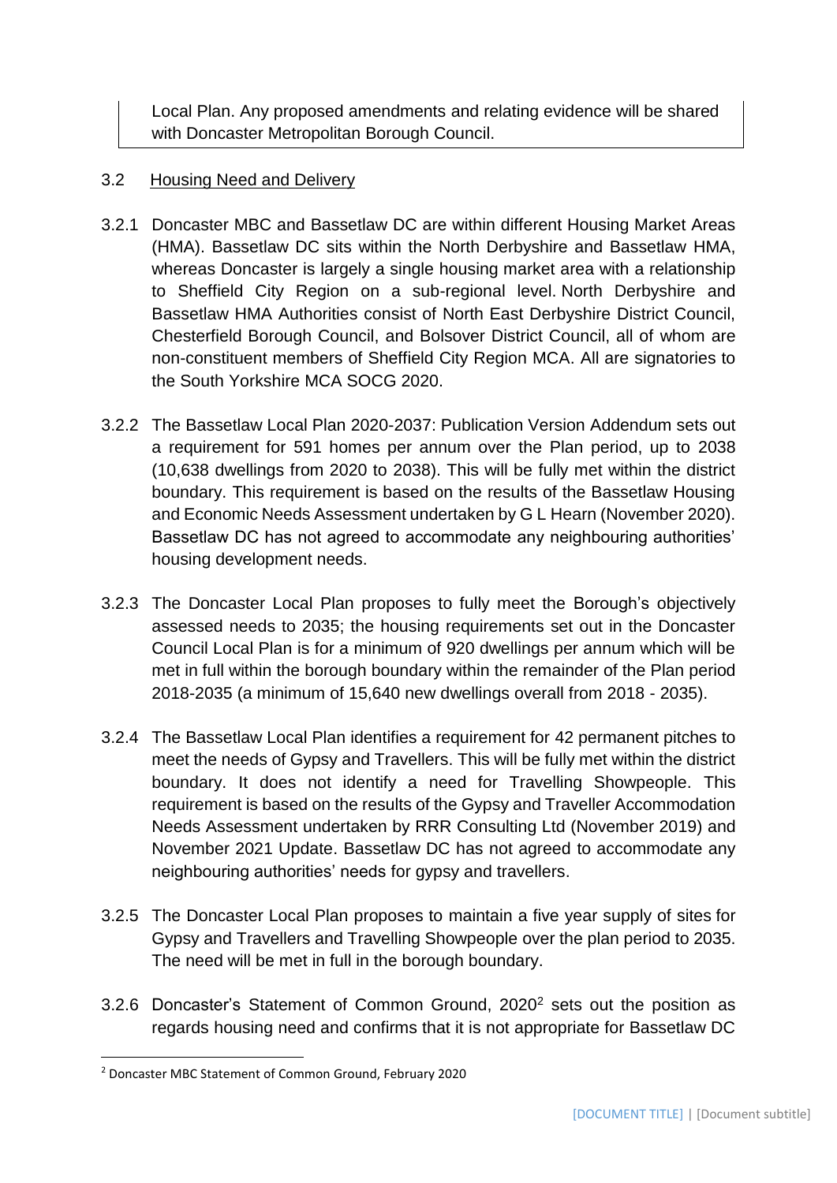Local Plan. Any proposed amendments and relating evidence will be shared with Doncaster Metropolitan Borough Council.

## 3.2 Housing Need and Delivery

3.2.1 Doncaster MBC and Bassetlaw DC are within different Housing Market Areas (HMA). Bassetlaw DC sits within the North Derbyshire and Bassetlaw HMA, whereas Doncaster is largely a single housing market area with a relationship to Sheffield City Region on a sub-regional level. North Derbyshire and Bassetlaw HMA Authorities consist of North East Derbyshire District Council, Chesterfield Borough Council, and Bolsover District Council, all of whom are non-constituent members of Sheffield City Region MCA. All are signatories to the South Yorkshire MCA SOCG 2020.

3.2.2 The Bassetlaw Local Plan 2020-2037: Publication Version Addendum sets out a requirement for 591 homes per annum over the Plan period, up to 2038 (10,638 dwellings from 2020 to 2038). This will be fully met within the district boundary. This requirement is based on the results of the Bassetlaw Housing and Economic Needs Assessment undertaken by G L Hearn (November 2020). Bassetlaw DC has not agreed to accommodate any neighbouring authorities' housing development needs.

3.2.3 The Doncaster Local Plan proposes to fully meet the Borough's objectively assessed needs to 2035; the housing requirements set out in the Doncaster Council Local Plan is for a minimum of 920 dwellings per annum which will be met in full within the borough boundary within the remainder of the Plan period 2018-2035 (a minimum of 15,640 new dwellings overall from 2018 - 2035).

3.2.4 The Bassetlaw Local Plan identifies a requirement for 42 permanent pitches to meet the needs of Gypsy and Travellers. This will be fully met within the district boundary. It does not identify a need for Travelling Showpeople. This requirement is based on the results of the Gypsy and Traveller Accommodation Needs Assessment undertaken by RRR Consulting Ltd (November 2019) and November 2021 Update. Bassetlaw DC has not agreed to accommodate any neighbouring authorities' needs for gypsy and travellers.

3.2.5 The Doncaster Local Plan proposes to maintain a five year supply of sites for Gypsy and Travellers and Travelling Showpeople over the plan period to 2035. The need will be met in full in the borough boundary.

3.2.6 Doncaster's Statement of Common Ground, 2020[2] sets out the position as regards housing need and confirms that it is not appropriate for Bassetlaw DC

[2] Doncaster MBC Statement of Common Ground, February 2020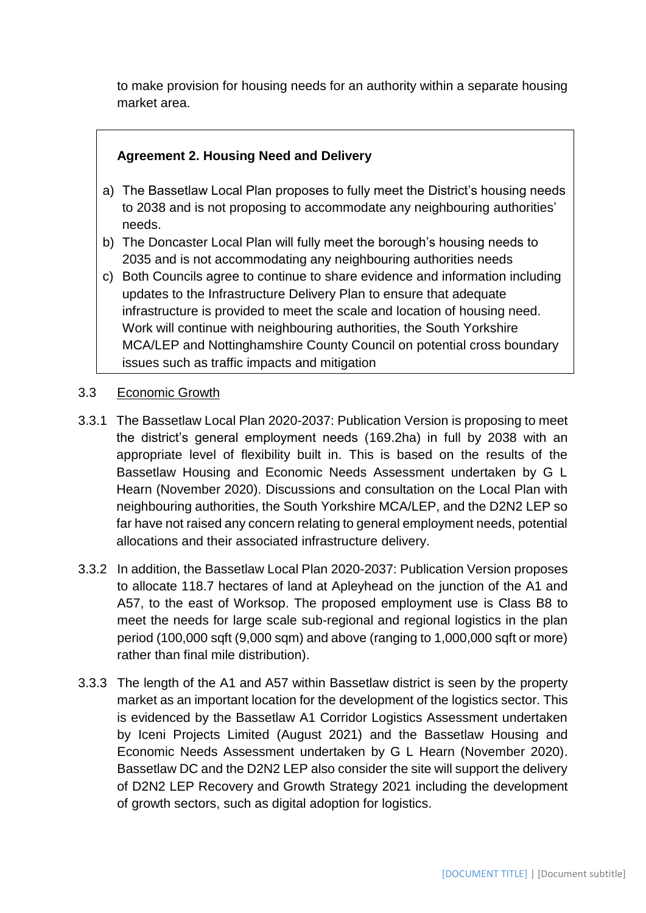to make provision for housing needs for an authority within a separate housing market area.

**Agreement 2. Housing Need and Delivery**

a) The Bassetlaw Local Plan proposes to fully meet the District's housing needs to 2038 and is not proposing to accommodate any neighbouring authorities' needs.
b) The Doncaster Local Plan will fully meet the borough's housing needs to 2035 and is not accommodating any neighbouring authorities needs
c) Both Councils agree to continue to share evidence and information including updates to the Infrastructure Delivery Plan to ensure that adequate infrastructure is provided to meet the scale and location of housing need. Work will continue with neighbouring authorities, the South Yorkshire MCA/LEP and Nottinghamshire County Council on potential cross boundary issues such as traffic impacts and mitigation

### 3.3 Economic Growth

3.3.1 The Bassetlaw Local Plan 2020-2037: Publication Version is proposing to meet the district's general employment needs (169.2ha) in full by 2038 with an appropriate level of flexibility built in. This is based on the results of the Bassetlaw Housing and Economic Needs Assessment undertaken by G L Hearn (November 2020). Discussions and consultation on the Local Plan with neighbouring authorities, the South Yorkshire MCA/LEP, and the D2N2 LEP so far have not raised any concern relating to general employment needs, potential allocations and their associated infrastructure delivery.

3.3.2 In addition, the Bassetlaw Local Plan 2020-2037: Publication Version proposes to allocate 118.7 hectares of land at Apleyhead on the junction of the A1 and A57, to the east of Worksop. The proposed employment use is Class B8 to meet the needs for large scale sub-regional and regional logistics in the plan period (100,000 sqft (9,000 sqm) and above (ranging to 1,000,000 sqft or more) rather than final mile distribution).

3.3.3 The length of the A1 and A57 within Bassetlaw district is seen by the property market as an important location for the development of the logistics sector. This is evidenced by the Bassetlaw A1 Corridor Logistics Assessment undertaken by Iceni Projects Limited (August 2021) and the Bassetlaw Housing and Economic Needs Assessment undertaken by G L Hearn (November 2020). Bassetlaw DC and the D2N2 LEP also consider the site will support the delivery of D2N2 LEP Recovery and Growth Strategy 2021 including the development of growth sectors, such as digital adoption for logistics.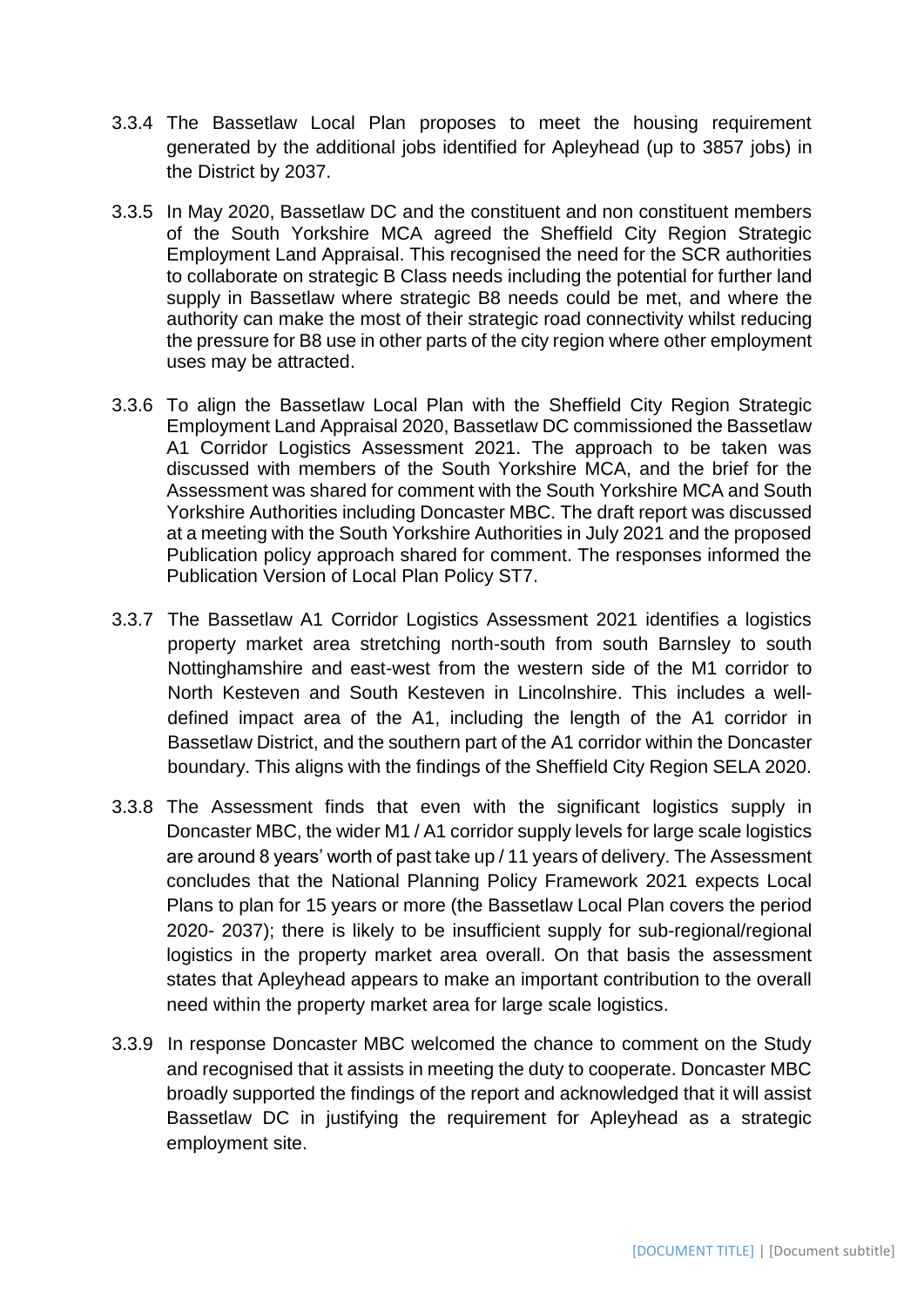3.3.4 The Bassetlaw Local Plan proposes to meet the housing requirement generated by the additional jobs identified for Apleyhead (up to 3857 jobs) in the District by 2037.

3.3.5 In May 2020, Bassetlaw DC and the constituent and non constituent members of the South Yorkshire MCA agreed the Sheffield City Region Strategic Employment Land Appraisal. This recognised the need for the SCR authorities to collaborate on strategic B Class needs including the potential for further land supply in Bassetlaw where strategic B8 needs could be met, and where the authority can make the most of their strategic road connectivity whilst reducing the pressure for B8 use in other parts of the city region where other employment uses may be attracted.

3.3.6 To align the Bassetlaw Local Plan with the Sheffield City Region Strategic Employment Land Appraisal 2020, Bassetlaw DC commissioned the Bassetlaw A1 Corridor Logistics Assessment 2021. The approach to be taken was discussed with members of the South Yorkshire MCA, and the brief for the Assessment was shared for comment with the South Yorkshire MCA and South Yorkshire Authorities including Doncaster MBC. The draft report was discussed at a meeting with the South Yorkshire Authorities in July 2021 and the proposed Publication policy approach shared for comment. The responses informed the Publication Version of Local Plan Policy ST7.

3.3.7 The Bassetlaw A1 Corridor Logistics Assessment 2021 identifies a logistics property market area stretching north-south from south Barnsley to south Nottinghamshire and east-west from the western side of the M1 corridor to North Kesteven and South Kesteven in Lincolnshire. This includes a well-defined impact area of the A1, including the length of the A1 corridor in Bassetlaw District, and the southern part of the A1 corridor within the Doncaster boundary. This aligns with the findings of the Sheffield City Region SELA 2020.

3.3.8 The Assessment finds that even with the significant logistics supply in Doncaster MBC, the wider M1 / A1 corridor supply levels for large scale logistics are around 8 years' worth of past take up / 11 years of delivery. The Assessment concludes that the National Planning Policy Framework 2021 expects Local Plans to plan for 15 years or more (the Bassetlaw Local Plan covers the period 2020- 2037); there is likely to be insufficient supply for sub-regional/regional logistics in the property market area overall. On that basis the assessment states that Apleyhead appears to make an important contribution to the overall need within the property market area for large scale logistics.

3.3.9 In response Doncaster MBC welcomed the chance to comment on the Study and recognised that it assists in meeting the duty to cooperate. Doncaster MBC broadly supported the findings of the report and acknowledged that it will assist Bassetlaw DC in justifying the requirement for Apleyhead as a strategic employment site.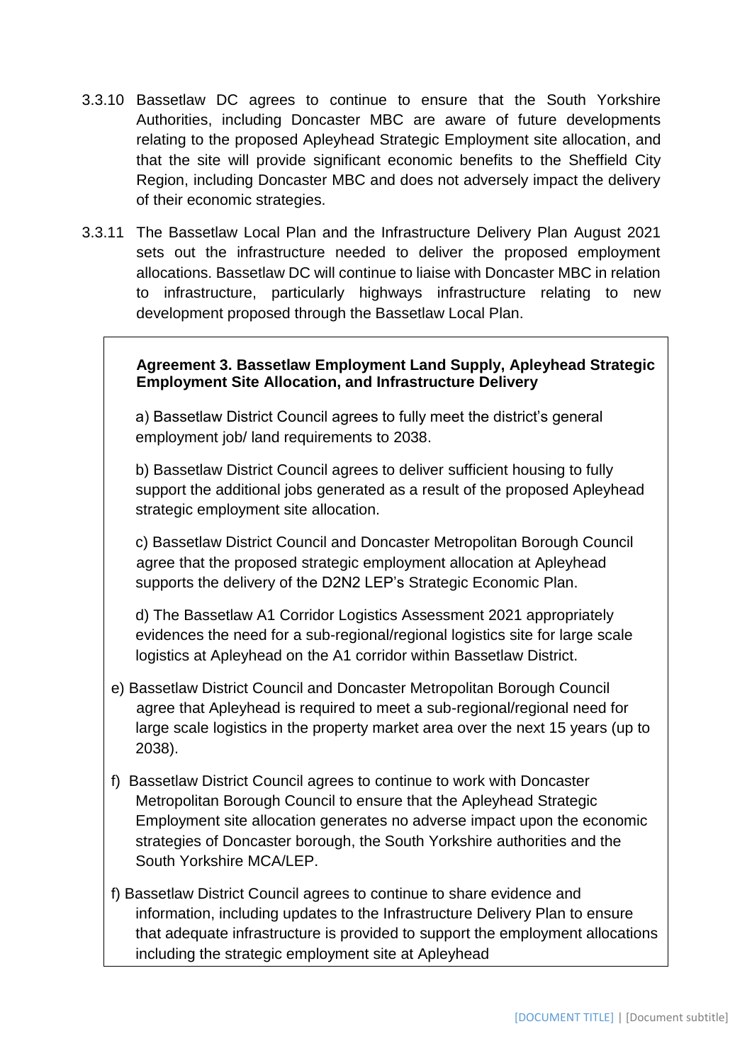3.3.10 Bassetlaw DC agrees to continue to ensure that the South Yorkshire Authorities, including Doncaster MBC are aware of future developments relating to the proposed Apleyhead Strategic Employment site allocation, and that the site will provide significant economic benefits to the Sheffield City Region, including Doncaster MBC and does not adversely impact the delivery of their economic strategies.

3.3.11 The Bassetlaw Local Plan and the Infrastructure Delivery Plan August 2021 sets out the infrastructure needed to deliver the proposed employment allocations. Bassetlaw DC will continue to liaise with Doncaster MBC in relation to infrastructure, particularly highways infrastructure relating to new development proposed through the Bassetlaw Local Plan.

**Agreement 3. Bassetlaw Employment Land Supply, Apleyhead Strategic Employment Site Allocation, and Infrastructure Delivery**

a) Bassetlaw District Council agrees to fully meet the district's general employment job/ land requirements to 2038.

b) Bassetlaw District Council agrees to deliver sufficient housing to fully support the additional jobs generated as a result of the proposed Apleyhead strategic employment site allocation.

c) Bassetlaw District Council and Doncaster Metropolitan Borough Council agree that the proposed strategic employment allocation at Apleyhead supports the delivery of the D2N2 LEP's Strategic Economic Plan.

d) The Bassetlaw A1 Corridor Logistics Assessment 2021 appropriately evidences the need for a sub-regional/regional logistics site for large scale logistics at Apleyhead on the A1 corridor within Bassetlaw District.

e) Bassetlaw District Council and Doncaster Metropolitan Borough Council agree that Apleyhead is required to meet a sub-regional/regional need for large scale logistics in the property market area over the next 15 years (up to 2038).

f) Bassetlaw District Council agrees to continue to work with Doncaster Metropolitan Borough Council to ensure that the Apleyhead Strategic Employment site allocation generates no adverse impact upon the economic strategies of Doncaster borough, the South Yorkshire authorities and the South Yorkshire MCA/LEP.

f) Bassetlaw District Council agrees to continue to share evidence and information, including updates to the Infrastructure Delivery Plan to ensure that adequate infrastructure is provided to support the employment allocations including the strategic employment site at Apleyhead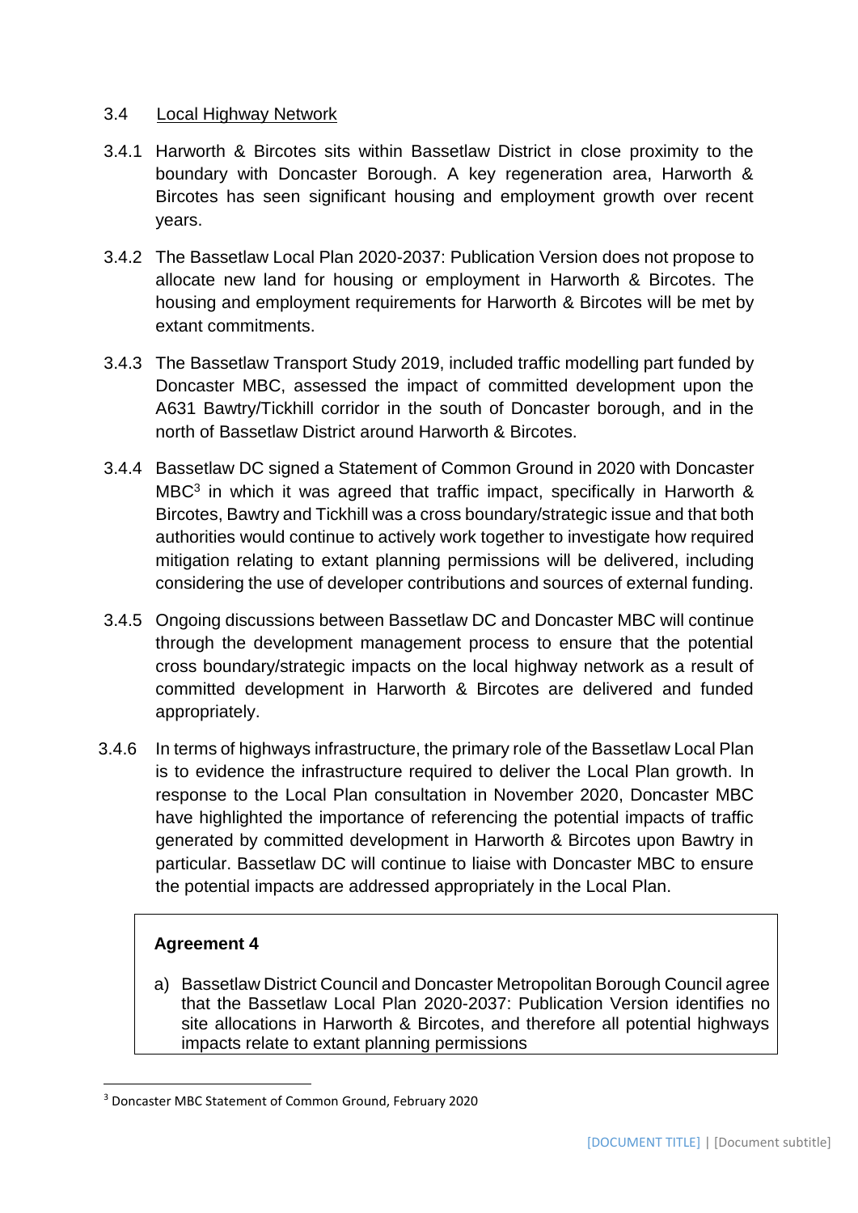### 3.4 Local Highway Network

3.4.1 Harworth & Bircotes sits within Bassetlaw District in close proximity to the boundary with Doncaster Borough. A key regeneration area, Harworth & Bircotes has seen significant housing and employment growth over recent years.

3.4.2 The Bassetlaw Local Plan 2020-2037: Publication Version does not propose to allocate new land for housing or employment in Harworth & Bircotes. The housing and employment requirements for Harworth & Bircotes will be met by extant commitments.

3.4.3 The Bassetlaw Transport Study 2019, included traffic modelling part funded by Doncaster MBC, assessed the impact of committed development upon the A631 Bawtry/Tickhill corridor in the south of Doncaster borough, and in the north of Bassetlaw District around Harworth & Bircotes.

3.4.4 Bassetlaw DC signed a Statement of Common Ground in 2020 with Doncaster MBC[3] in which it was agreed that traffic impact, specifically in Harworth & Bircotes, Bawtry and Tickhill was a cross boundary/strategic issue and that both authorities would continue to actively work together to investigate how required mitigation relating to extant planning permissions will be delivered, including considering the use of developer contributions and sources of external funding.

3.4.5 Ongoing discussions between Bassetlaw DC and Doncaster MBC will continue through the development management process to ensure that the potential cross boundary/strategic impacts on the local highway network as a result of committed development in Harworth & Bircotes are delivered and funded appropriately.

3.4.6 In terms of highways infrastructure, the primary role of the Bassetlaw Local Plan is to evidence the infrastructure required to deliver the Local Plan growth. In response to the Local Plan consultation in November 2020, Doncaster MBC have highlighted the importance of referencing the potential impacts of traffic generated by committed development in Harworth & Bircotes upon Bawtry in particular. Bassetlaw DC will continue to liaise with Doncaster MBC to ensure the potential impacts are addressed appropriately in the Local Plan.

**Agreement 4**

a) Bassetlaw District Council and Doncaster Metropolitan Borough Council agree that the Bassetlaw Local Plan 2020-2037: Publication Version identifies no site allocations in Harworth & Bircotes, and therefore all potential highways impacts relate to extant planning permissions

[3] Doncaster MBC Statement of Common Ground, February 2020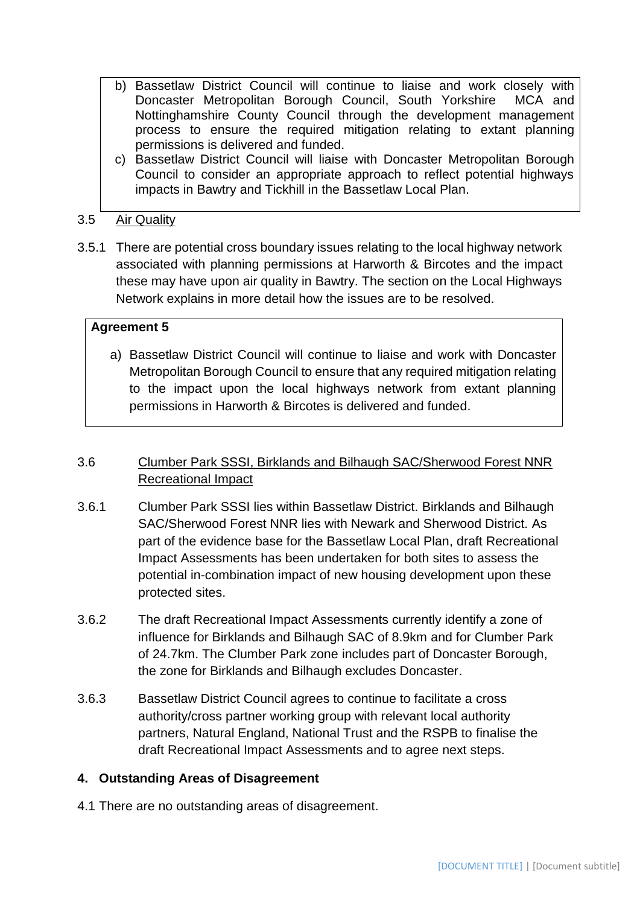b) Bassetlaw District Council will continue to liaise and work closely with Doncaster Metropolitan Borough Council, South Yorkshire MCA and Nottinghamshire County Council through the development management process to ensure the required mitigation relating to extant planning permissions is delivered and funded.

c) Bassetlaw District Council will liaise with Doncaster Metropolitan Borough Council to consider an appropriate approach to reflect potential highways impacts in Bawtry and Tickhill in the Bassetlaw Local Plan.

### 3.5 Air Quality

3.5.1 There are potential cross boundary issues relating to the local highway network associated with planning permissions at Harworth & Bircotes and the impact these may have upon air quality in Bawtry. The section on the Local Highways Network explains in more detail how the issues are to be resolved.

**Agreement 5**

a) Bassetlaw District Council will continue to liaise and work with Doncaster Metropolitan Borough Council to ensure that any required mitigation relating to the impact upon the local highways network from extant planning permissions in Harworth & Bircotes is delivered and funded.

### 3.6 Clumber Park SSSI, Birklands and Bilhaugh SAC/Sherwood Forest NNR Recreational Impact

3.6.1 Clumber Park SSSI lies within Bassetlaw District. Birklands and Bilhaugh SAC/Sherwood Forest NNR lies with Newark and Sherwood District. As part of the evidence base for the Bassetlaw Local Plan, draft Recreational Impact Assessments has been undertaken for both sites to assess the potential in-combination impact of new housing development upon these protected sites.

3.6.2 The draft Recreational Impact Assessments currently identify a zone of influence for Birklands and Bilhaugh SAC of 8.9km and for Clumber Park of 24.7km. The Clumber Park zone includes part of Doncaster Borough, the zone for Birklands and Bilhaugh excludes Doncaster.

3.6.3 Bassetlaw District Council agrees to continue to facilitate a cross authority/cross partner working group with relevant local authority partners, Natural England, National Trust and the RSPB to finalise the draft Recreational Impact Assessments and to agree next steps.

## 4. Outstanding Areas of Disagreement

4.1 There are no outstanding areas of disagreement.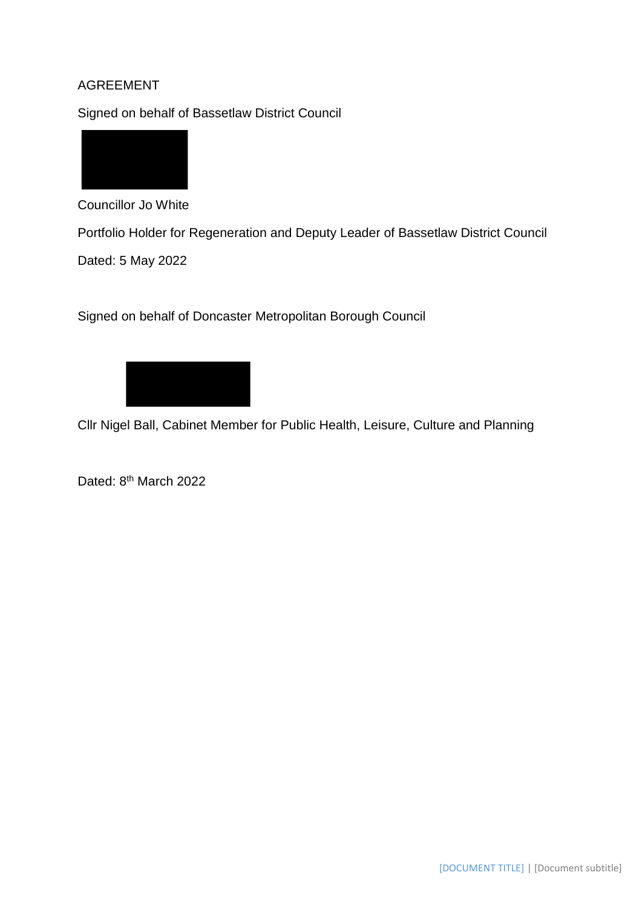AGREEMENT

Signed on behalf of Bassetlaw District Council

Councillor Jo White

Portfolio Holder for Regeneration and Deputy Leader of Bassetlaw District Council

Dated: 5 May 2022

Signed on behalf of Doncaster Metropolitan Borough Council

Cllr Nigel Ball, Cabinet Member for Public Health, Leisure, Culture and Planning

Dated: 8th March 2022